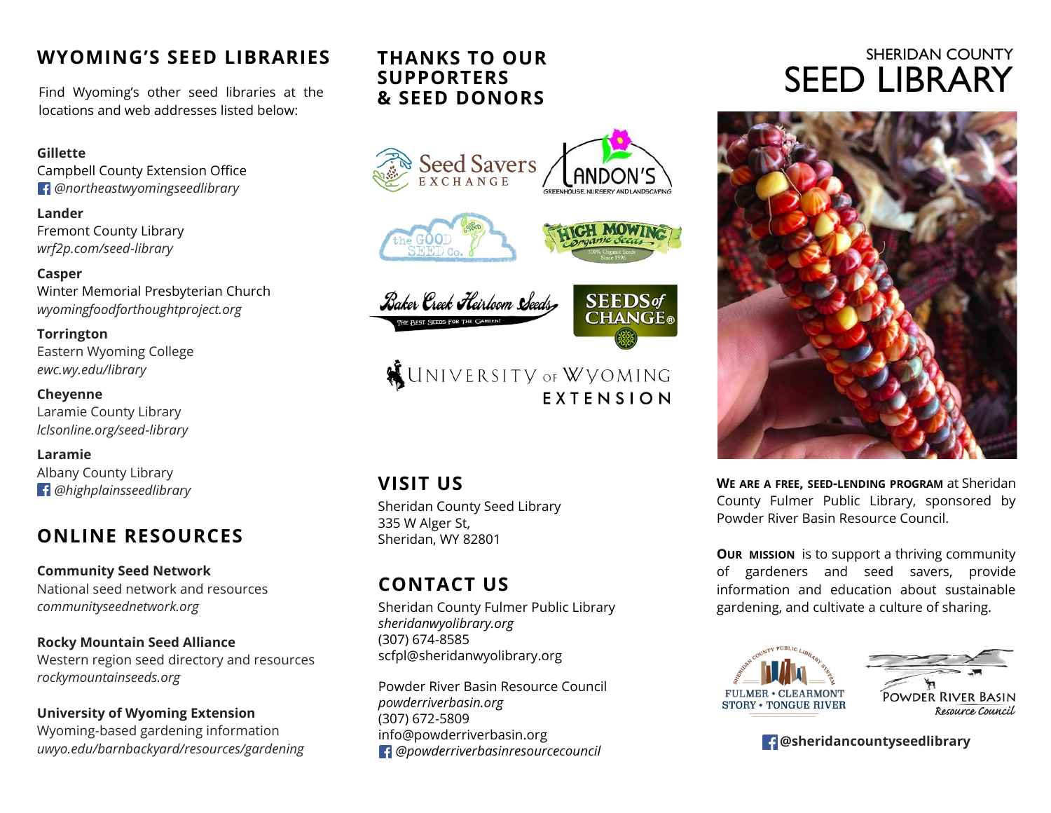# WYOMING'S SEED LIBRARIES

Find Wyoming's other seed libraries at the locations and web addresses listed below:

**Gillette**
Campbell County Extension Office
*@northeastwyomingseedlibrary*

**Lander**
Fremont County Library
*wrf2p.com/seed-library*

**Casper**
Winter Memorial Presbyterian Church
*wyomingfoodforthoughtproject.org*

**Torrington**
Eastern Wyoming College
*ewc.wy.edu/library*

**Cheyenne**
Laramie County Library
*lclsonline.org/seed-library*

**Laramie**
Albany County Library
*@highplainsseedlibrary*

# ONLINE RESOURCES

**Community Seed Network**
National seed network and resources
*communityseednetwork.org*

**Rocky Mountain Seed Alliance**
Western region seed directory and resources
*rockymountainseeds.org*

**University of Wyoming Extension**
Wyoming-based gardening information
*uwyo.edu/barnbackyard/resources/gardening*

# THANKS TO OUR SUPPORTERS & SEED DONORS

Seed Savers Exchange

Landon's Greenhouse, Nursery and Landscaping

The Good Seed Co.

High Mowing Organic Seeds — 100% Organic Seeds Since 1996

Baker Creek Heirloom Seeds — The Best Seeds For The Garden!

Seeds of Change®

University of Wyoming Extension

# VISIT US

Sheridan County Seed Library
335 W Alger St,
Sheridan, WY 82801

# CONTACT US

Sheridan County Fulmer Public Library
*sheridanwyolibrary.org*
(307) 674-8585
scfpl@sheridanwyolibrary.org

Powder River Basin Resource Council
*powderriverbasin.org*
(307) 672-5809
info@powderriverbasin.org
*@powderriverbasinresourcecouncil*

SHERIDAN COUNTY

# SEED LIBRARY

**We are a free, seed-lending program** at Sheridan County Fulmer Public Library, sponsored by Powder River Basin Resource Council.

**Our mission** is to support a thriving community of gardeners and seed savers, provide information and education about sustainable gardening, and cultivate a culture of sharing.

Sheridan County Public Library System — Fulmer • Clearmont • Story • Tongue River

Powder River Basin Resource Council

**@sheridancountyseedlibrary**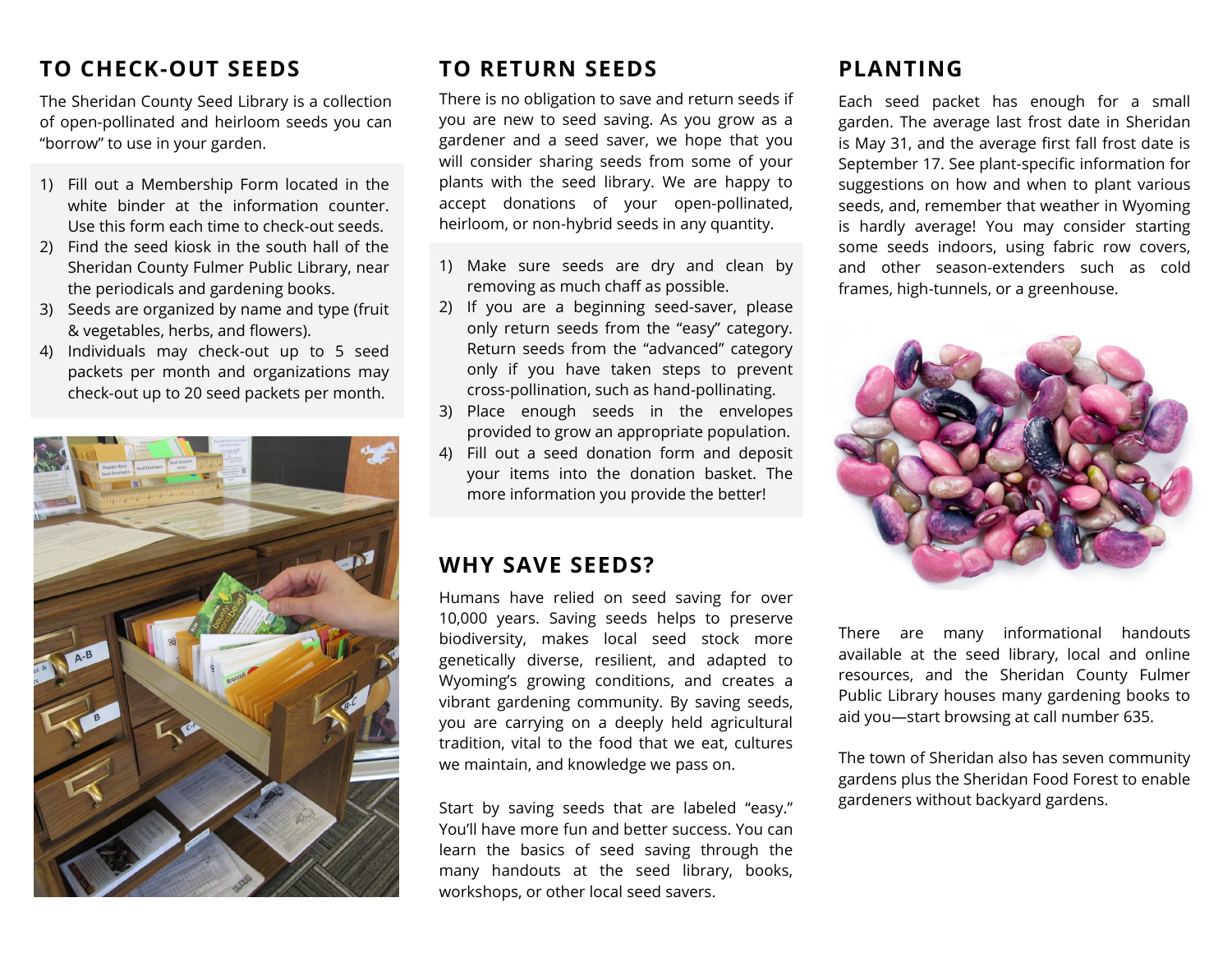## TO CHECK-OUT SEEDS

The Sheridan County Seed Library is a collection of open-pollinated and heirloom seeds you can “borrow” to use in your garden.

1) Fill out a Membership Form located in the white binder at the information counter. Use this form each time to check-out seeds.
2) Find the seed kiosk in the south hall of the Sheridan County Fulmer Public Library, near the periodicals and gardening books.
3) Seeds are organized by name and type (fruit & vegetables, herbs, and flowers).
4) Individuals may check-out up to 5 seed packets per month and organizations may check-out up to 20 seed packets per month.

## TO RETURN SEEDS

There is no obligation to save and return seeds if you are new to seed saving. As you grow as a gardener and a seed saver, we hope that you will consider sharing seeds from some of your plants with the seed library. We are happy to accept donations of your open-pollinated, heirloom, or non-hybrid seeds in any quantity.

1) Make sure seeds are dry and clean by removing as much chaff as possible.
2) If you are a beginning seed-saver, please only return seeds from the “easy” category. Return seeds from the “advanced” category only if you have taken steps to prevent cross-pollination, such as hand-pollinating.
3) Place enough seeds in the envelopes provided to grow an appropriate population.
4) Fill out a seed donation form and deposit your items into the donation basket. The more information you provide the better!

## WHY SAVE SEEDS?

Humans have relied on seed saving for over 10,000 years. Saving seeds helps to preserve biodiversity, makes local seed stock more genetically diverse, resilient, and adapted to Wyoming’s growing conditions, and creates a vibrant gardening community. By saving seeds, you are carrying on a deeply held agricultural tradition, vital to the food that we eat, cultures we maintain, and knowledge we pass on.

Start by saving seeds that are labeled “easy.” You’ll have more fun and better success. You can learn the basics of seed saving through the many handouts at the seed library, books, workshops, or other local seed savers.

## PLANTING

Each seed packet has enough for a small garden. The average last frost date in Sheridan is May 31, and the average first fall frost date is September 17. See plant-specific information for suggestions on how and when to plant various seeds, and, remember that weather in Wyoming is hardly average! You may consider starting some seeds indoors, using fabric row covers, and other season-extenders such as cold frames, high-tunnels, or a greenhouse.

There are many informational handouts available at the seed library, local and online resources, and the Sheridan County Fulmer Public Library houses many gardening books to aid you—start browsing at call number 635.

The town of Sheridan also has seven community gardens plus the Sheridan Food Forest to enable gardeners without backyard gardens.